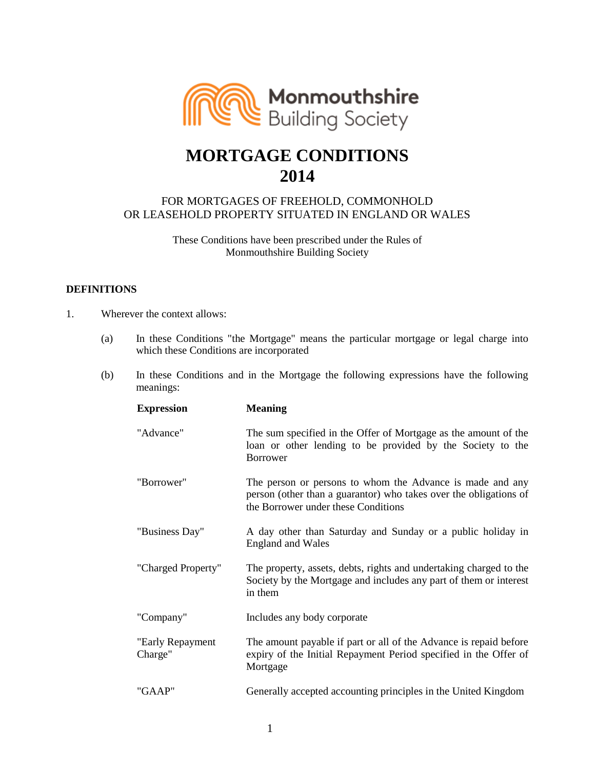Monmouthshire Building Society

# MORTGAGE CONDITIONS 2014

FOR MORTGAGES OF FREEHOLD, COMMONHOLD OR LEASEHOLD PROPERTY SITUATED IN ENGLAND OR WALES

These Conditions have been prescribed under the Rules of Monmouthshire Building Society

## DEFINITIONS

1. Wherever the context allows:

   (a) In these Conditions "the Mortgage" means the particular mortgage or legal charge into which these Conditions are incorporated

   (b) In these Conditions and in the Mortgage the following expressions have the following meanings:

| Expression | Meaning |
|---|---|
| "Advance" | The sum specified in the Offer of Mortgage as the amount of the loan or other lending to be provided by the Society to the Borrower |
| "Borrower" | The person or persons to whom the Advance is made and any person (other than a guarantor) who takes over the obligations of the Borrower under these Conditions |
| "Business Day" | A day other than Saturday and Sunday or a public holiday in England and Wales |
| "Charged Property" | The property, assets, debts, rights and undertaking charged to the Society by the Mortgage and includes any part of them or interest in them |
| "Company" | Includes any body corporate |
| "Early Repayment Charge" | The amount payable if part or all of the Advance is repaid before expiry of the Initial Repayment Period specified in the Offer of Mortgage |
| "GAAP" | Generally accepted accounting principles in the United Kingdom |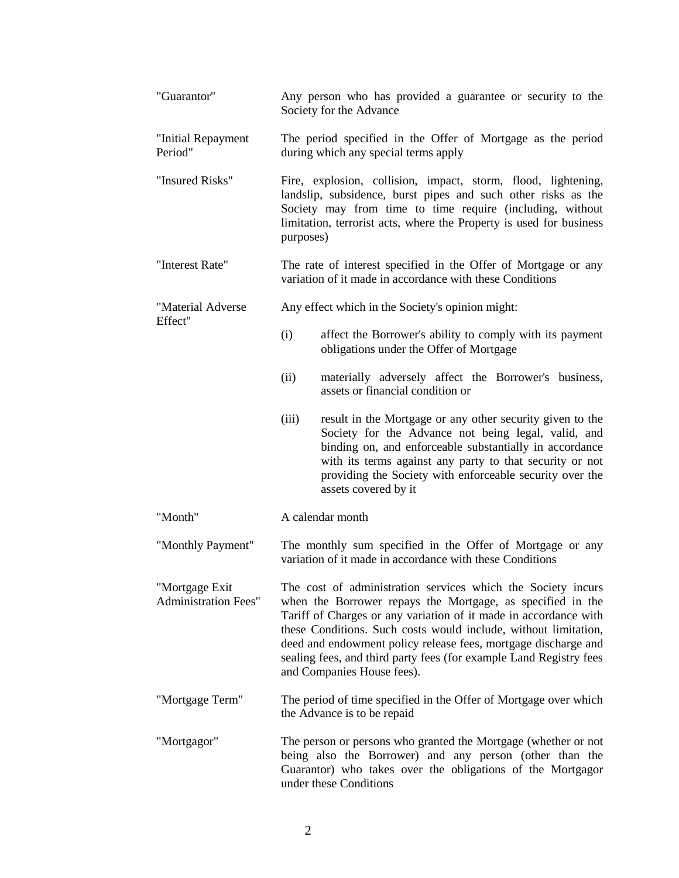"Guarantor" Any person who has provided a guarantee or security to the Society for the Advance

"Initial Repayment Period" The period specified in the Offer of Mortgage as the period during which any special terms apply

"Insured Risks" Fire, explosion, collision, impact, storm, flood, lightening, landslip, subsidence, burst pipes and such other risks as the Society may from time to time require (including, without limitation, terrorist acts, where the Property is used for business purposes)

"Interest Rate" The rate of interest specified in the Offer of Mortgage or any variation of it made in accordance with these Conditions

"Material Adverse Effect" Any effect which in the Society's opinion might:

(i) affect the Borrower's ability to comply with its payment obligations under the Offer of Mortgage

(ii) materially adversely affect the Borrower's business, assets or financial condition or

(iii) result in the Mortgage or any other security given to the Society for the Advance not being legal, valid, and binding on, and enforceable substantially in accordance with its terms against any party to that security or not providing the Society with enforceable security over the assets covered by it

"Month" A calendar month

"Monthly Payment" The monthly sum specified in the Offer of Mortgage or any variation of it made in accordance with these Conditions

"Mortgage Exit Administration Fees" The cost of administration services which the Society incurs when the Borrower repays the Mortgage, as specified in the Tariff of Charges or any variation of it made in accordance with these Conditions. Such costs would include, without limitation, deed and endowment policy release fees, mortgage discharge and sealing fees, and third party fees (for example Land Registry fees and Companies House fees).

"Mortgage Term" The period of time specified in the Offer of Mortgage over which the Advance is to be repaid

"Mortgagor" The person or persons who granted the Mortgage (whether or not being also the Borrower) and any person (other than the Guarantor) who takes over the obligations of the Mortgagor under these Conditions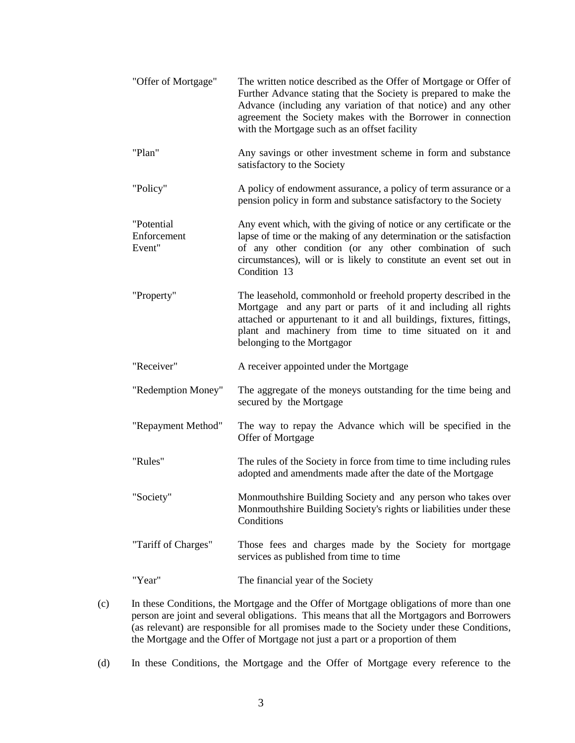| | |
|---|---|
| "Offer of Mortgage" | The written notice described as the Offer of Mortgage or Offer of Further Advance stating that the Society is prepared to make the Advance (including any variation of that notice) and any other agreement the Society makes with the Borrower in connection with the Mortgage such as an offset facility |
| "Plan" | Any savings or other investment scheme in form and substance satisfactory to the Society |
| "Policy" | A policy of endowment assurance, a policy of term assurance or a pension policy in form and substance satisfactory to the Society |
| "Potential Enforcement Event" | Any event which, with the giving of notice or any certificate or the lapse of time or the making of any determination or the satisfaction of any other condition (or any other combination of such circumstances), will or is likely to constitute an event set out in Condition 13 |
| "Property" | The leasehold, commonhold or freehold property described in the Mortgage and any part or parts of it and including all rights attached or appurtenant to it and all buildings, fixtures, fittings, plant and machinery from time to time situated on it and belonging to the Mortgagor |
| "Receiver" | A receiver appointed under the Mortgage |
| "Redemption Money" | The aggregate of the moneys outstanding for the time being and secured by the Mortgage |
| "Repayment Method" | The way to repay the Advance which will be specified in the Offer of Mortgage |
| "Rules" | The rules of the Society in force from time to time including rules adopted and amendments made after the date of the Mortgage |
| "Society" | Monmouthshire Building Society and any person who takes over Monmouthshire Building Society's rights or liabilities under these Conditions |
| "Tariff of Charges" | Those fees and charges made by the Society for mortgage services as published from time to time |
| "Year" | The financial year of the Society |

(c) In these Conditions, the Mortgage and the Offer of Mortgage obligations of more than one person are joint and several obligations. This means that all the Mortgagors and Borrowers (as relevant) are responsible for all promises made to the Society under these Conditions, the Mortgage and the Offer of Mortgage not just a part or a proportion of them

(d) In these Conditions, the Mortgage and the Offer of Mortgage every reference to the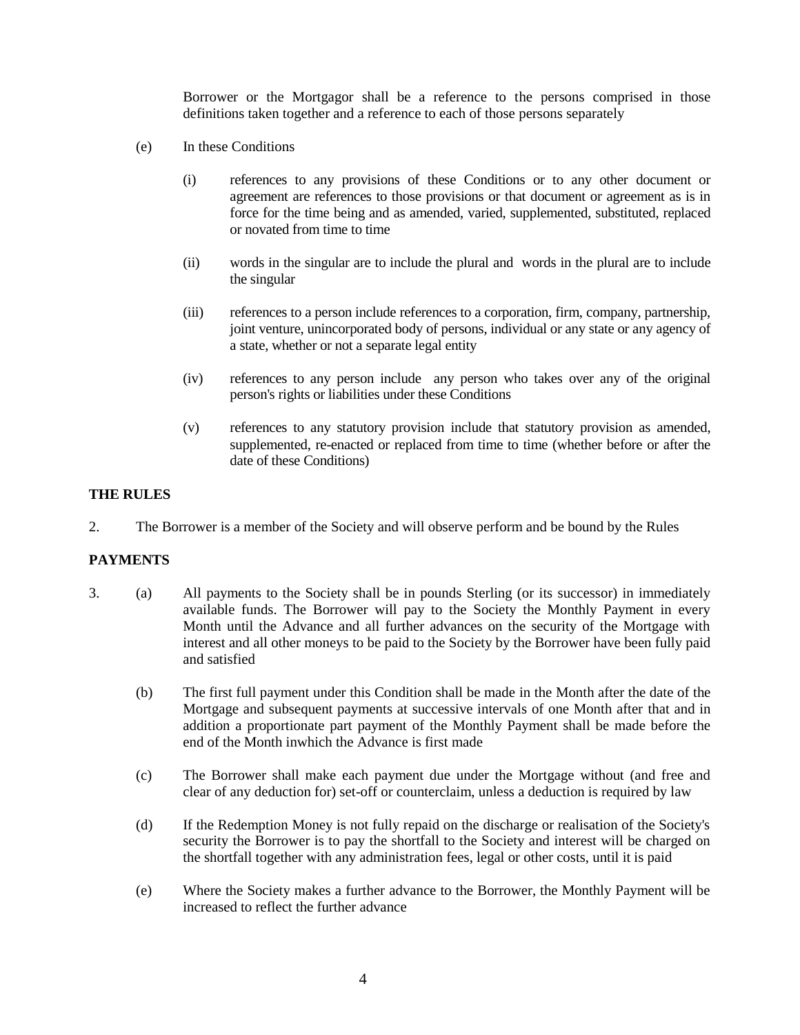Borrower or the Mortgagor shall be a reference to the persons comprised in those definitions taken together and a reference to each of those persons separately

(e) In these Conditions

(i) references to any provisions of these Conditions or to any other document or agreement are references to those provisions or that document or agreement as is in force for the time being and as amended, varied, supplemented, substituted, replaced or novated from time to time

(ii) words in the singular are to include the plural and words in the plural are to include the singular

(iii) references to a person include references to a corporation, firm, company, partnership, joint venture, unincorporated body of persons, individual or any state or any agency of a state, whether or not a separate legal entity

(iv) references to any person include any person who takes over any of the original person's rights or liabilities under these Conditions

(v) references to any statutory provision include that statutory provision as amended, supplemented, re-enacted or replaced from time to time (whether before or after the date of these Conditions)

**THE RULES**

2. The Borrower is a member of the Society and will observe perform and be bound by the Rules

**PAYMENTS**

3. (a) All payments to the Society shall be in pounds Sterling (or its successor) in immediately available funds. The Borrower will pay to the Society the Monthly Payment in every Month until the Advance and all further advances on the security of the Mortgage with interest and all other moneys to be paid to the Society by the Borrower have been fully paid and satisfied

(b) The first full payment under this Condition shall be made in the Month after the date of the Mortgage and subsequent payments at successive intervals of one Month after that and in addition a proportionate part payment of the Monthly Payment shall be made before the end of the Month inwhich the Advance is first made

(c) The Borrower shall make each payment due under the Mortgage without (and free and clear of any deduction for) set-off or counterclaim, unless a deduction is required by law

(d) If the Redemption Money is not fully repaid on the discharge or realisation of the Society's security the Borrower is to pay the shortfall to the Society and interest will be charged on the shortfall together with any administration fees, legal or other costs, until it is paid

(e) Where the Society makes a further advance to the Borrower, the Monthly Payment will be increased to reflect the further advance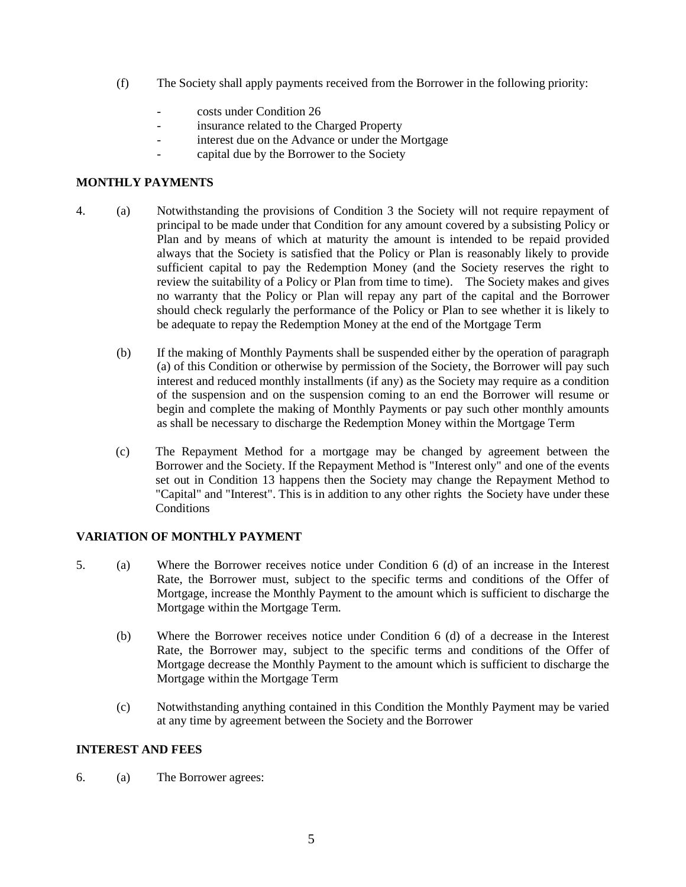(f) The Society shall apply payments received from the Borrower in the following priority:

- costs under Condition 26
- insurance related to the Charged Property
- interest due on the Advance or under the Mortgage
- capital due by the Borrower to the Society

## MONTHLY PAYMENTS

4. (a) Notwithstanding the provisions of Condition 3 the Society will not require repayment of principal to be made under that Condition for any amount covered by a subsisting Policy or Plan and by means of which at maturity the amount is intended to be repaid provided always that the Society is satisfied that the Policy or Plan is reasonably likely to provide sufficient capital to pay the Redemption Money (and the Society reserves the right to review the suitability of a Policy or Plan from time to time). The Society makes and gives no warranty that the Policy or Plan will repay any part of the capital and the Borrower should check regularly the performance of the Policy or Plan to see whether it is likely to be adequate to repay the Redemption Money at the end of the Mortgage Term

   (b) If the making of Monthly Payments shall be suspended either by the operation of paragraph (a) of this Condition or otherwise by permission of the Society, the Borrower will pay such interest and reduced monthly installments (if any) as the Society may require as a condition of the suspension and on the suspension coming to an end the Borrower will resume or begin and complete the making of Monthly Payments or pay such other monthly amounts as shall be necessary to discharge the Redemption Money within the Mortgage Term

   (c) The Repayment Method for a mortgage may be changed by agreement between the Borrower and the Society. If the Repayment Method is "Interest only" and one of the events set out in Condition 13 happens then the Society may change the Repayment Method to "Capital" and "Interest". This is in addition to any other rights the Society have under these Conditions

## VARIATION OF MONTHLY PAYMENT

5. (a) Where the Borrower receives notice under Condition 6 (d) of an increase in the Interest Rate, the Borrower must, subject to the specific terms and conditions of the Offer of Mortgage, increase the Monthly Payment to the amount which is sufficient to discharge the Mortgage within the Mortgage Term.

   (b) Where the Borrower receives notice under Condition 6 (d) of a decrease in the Interest Rate, the Borrower may, subject to the specific terms and conditions of the Offer of Mortgage decrease the Monthly Payment to the amount which is sufficient to discharge the Mortgage within the Mortgage Term

   (c) Notwithstanding anything contained in this Condition the Monthly Payment may be varied at any time by agreement between the Society and the Borrower

## INTEREST AND FEES

6. (a) The Borrower agrees: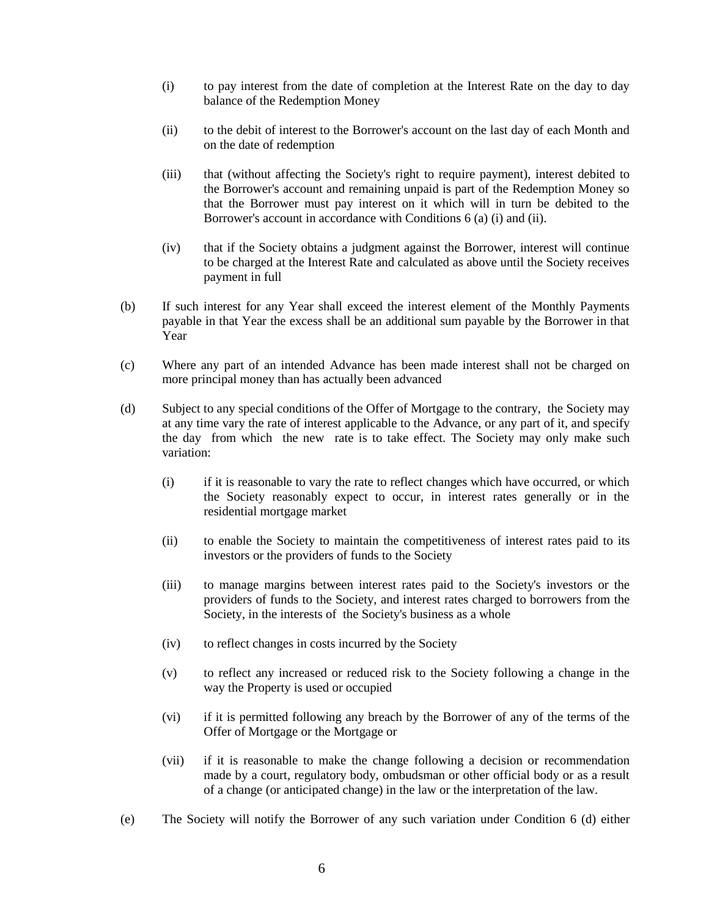(i) to pay interest from the date of completion at the Interest Rate on the day to day balance of the Redemption Money

(ii) to the debit of interest to the Borrower's account on the last day of each Month and on the date of redemption

(iii) that (without affecting the Society's right to require payment), interest debited to the Borrower's account and remaining unpaid is part of the Redemption Money so that the Borrower must pay interest on it which will in turn be debited to the Borrower's account in accordance with Conditions 6 (a) (i) and (ii).

(iv) that if the Society obtains a judgment against the Borrower, interest will continue to be charged at the Interest Rate and calculated as above until the Society receives payment in full

(b) If such interest for any Year shall exceed the interest element of the Monthly Payments payable in that Year the excess shall be an additional sum payable by the Borrower in that Year

(c) Where any part of an intended Advance has been made interest shall not be charged on more principal money than has actually been advanced

(d) Subject to any special conditions of the Offer of Mortgage to the contrary, the Society may at any time vary the rate of interest applicable to the Advance, or any part of it, and specify the day from which the new rate is to take effect. The Society may only make such variation:

(i) if it is reasonable to vary the rate to reflect changes which have occurred, or which the Society reasonably expect to occur, in interest rates generally or in the residential mortgage market

(ii) to enable the Society to maintain the competitiveness of interest rates paid to its investors or the providers of funds to the Society

(iii) to manage margins between interest rates paid to the Society's investors or the providers of funds to the Society, and interest rates charged to borrowers from the Society, in the interests of the Society's business as a whole

(iv) to reflect changes in costs incurred by the Society

(v) to reflect any increased or reduced risk to the Society following a change in the way the Property is used or occupied

(vi) if it is permitted following any breach by the Borrower of any of the terms of the Offer of Mortgage or the Mortgage or

(vii) if it is reasonable to make the change following a decision or recommendation made by a court, regulatory body, ombudsman or other official body or as a result of a change (or anticipated change) in the law or the interpretation of the law.

(e) The Society will notify the Borrower of any such variation under Condition 6 (d) either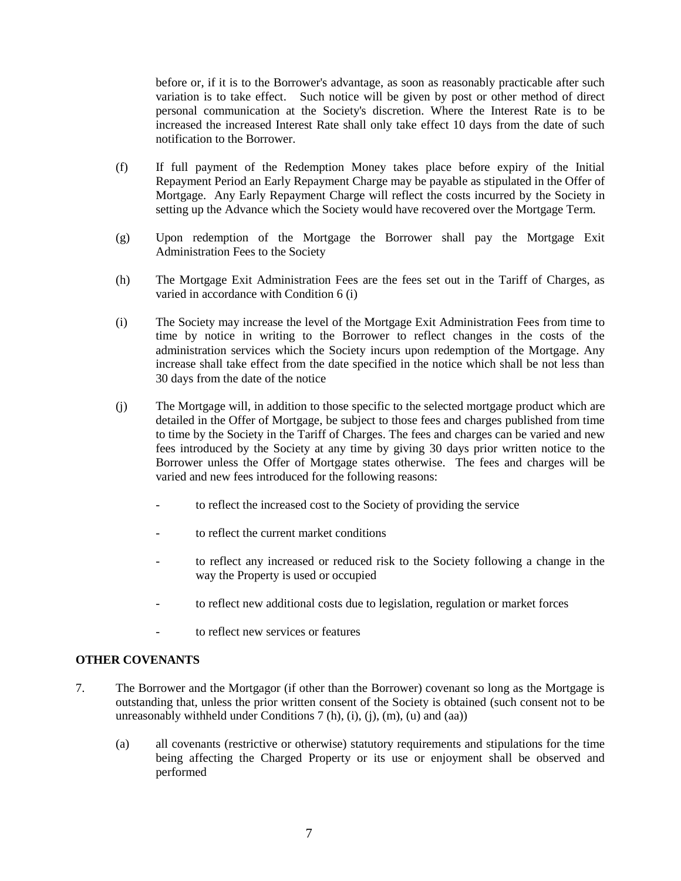before or, if it is to the Borrower's advantage, as soon as reasonably practicable after such variation is to take effect. Such notice will be given by post or other method of direct personal communication at the Society's discretion. Where the Interest Rate is to be increased the increased Interest Rate shall only take effect 10 days from the date of such notification to the Borrower.

(f) If full payment of the Redemption Money takes place before expiry of the Initial Repayment Period an Early Repayment Charge may be payable as stipulated in the Offer of Mortgage. Any Early Repayment Charge will reflect the costs incurred by the Society in setting up the Advance which the Society would have recovered over the Mortgage Term.

(g) Upon redemption of the Mortgage the Borrower shall pay the Mortgage Exit Administration Fees to the Society

(h) The Mortgage Exit Administration Fees are the fees set out in the Tariff of Charges, as varied in accordance with Condition 6 (i)

(i) The Society may increase the level of the Mortgage Exit Administration Fees from time to time by notice in writing to the Borrower to reflect changes in the costs of the administration services which the Society incurs upon redemption of the Mortgage. Any increase shall take effect from the date specified in the notice which shall be not less than 30 days from the date of the notice

(j) The Mortgage will, in addition to those specific to the selected mortgage product which are detailed in the Offer of Mortgage, be subject to those fees and charges published from time to time by the Society in the Tariff of Charges. The fees and charges can be varied and new fees introduced by the Society at any time by giving 30 days prior written notice to the Borrower unless the Offer of Mortgage states otherwise. The fees and charges will be varied and new fees introduced for the following reasons:

- to reflect the increased cost to the Society of providing the service
- to reflect the current market conditions
- to reflect any increased or reduced risk to the Society following a change in the way the Property is used or occupied
- to reflect new additional costs due to legislation, regulation or market forces
- to reflect new services or features

**OTHER COVENANTS**

7. The Borrower and the Mortgagor (if other than the Borrower) covenant so long as the Mortgage is outstanding that, unless the prior written consent of the Society is obtained (such consent not to be unreasonably withheld under Conditions 7 (h), (i), (j), (m), (u) and (aa))

   (a) all covenants (restrictive or otherwise) statutory requirements and stipulations for the time being affecting the Charged Property or its use or enjoyment shall be observed and performed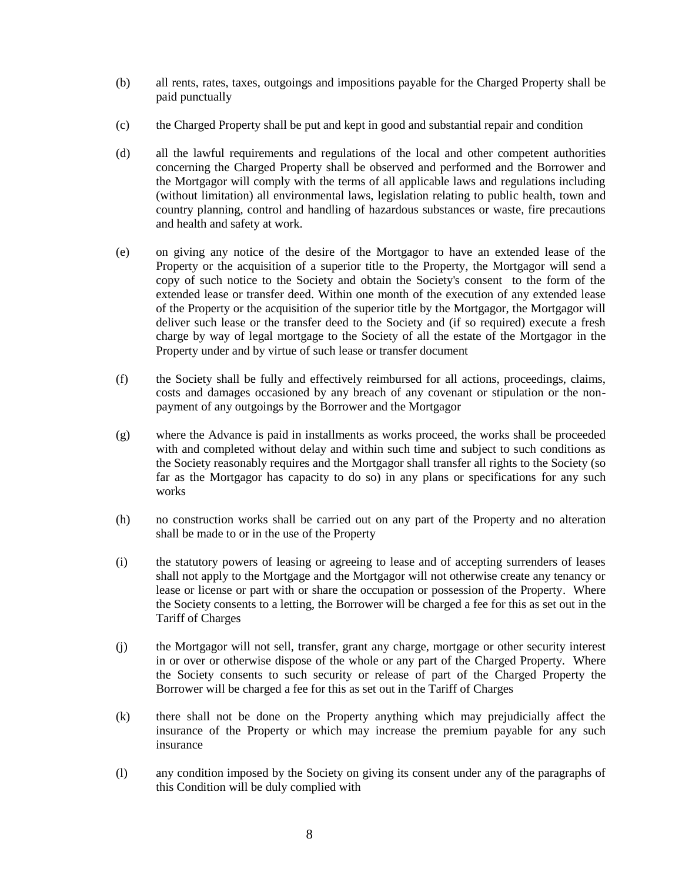(b) all rents, rates, taxes, outgoings and impositions payable for the Charged Property shall be paid punctually

(c) the Charged Property shall be put and kept in good and substantial repair and condition

(d) all the lawful requirements and regulations of the local and other competent authorities concerning the Charged Property shall be observed and performed and the Borrower and the Mortgagor will comply with the terms of all applicable laws and regulations including (without limitation) all environmental laws, legislation relating to public health, town and country planning, control and handling of hazardous substances or waste, fire precautions and health and safety at work.

(e) on giving any notice of the desire of the Mortgagor to have an extended lease of the Property or the acquisition of a superior title to the Property, the Mortgagor will send a copy of such notice to the Society and obtain the Society's consent to the form of the extended lease or transfer deed. Within one month of the execution of any extended lease of the Property or the acquisition of the superior title by the Mortgagor, the Mortgagor will deliver such lease or the transfer deed to the Society and (if so required) execute a fresh charge by way of legal mortgage to the Society of all the estate of the Mortgagor in the Property under and by virtue of such lease or transfer document

(f) the Society shall be fully and effectively reimbursed for all actions, proceedings, claims, costs and damages occasioned by any breach of any covenant or stipulation or the non-payment of any outgoings by the Borrower and the Mortgagor

(g) where the Advance is paid in installments as works proceed, the works shall be proceeded with and completed without delay and within such time and subject to such conditions as the Society reasonably requires and the Mortgagor shall transfer all rights to the Society (so far as the Mortgagor has capacity to do so) in any plans or specifications for any such works

(h) no construction works shall be carried out on any part of the Property and no alteration shall be made to or in the use of the Property

(i) the statutory powers of leasing or agreeing to lease and of accepting surrenders of leases shall not apply to the Mortgage and the Mortgagor will not otherwise create any tenancy or lease or license or part with or share the occupation or possession of the Property. Where the Society consents to a letting, the Borrower will be charged a fee for this as set out in the Tariff of Charges

(j) the Mortgagor will not sell, transfer, grant any charge, mortgage or other security interest in or over or otherwise dispose of the whole or any part of the Charged Property. Where the Society consents to such security or release of part of the Charged Property the Borrower will be charged a fee for this as set out in the Tariff of Charges

(k) there shall not be done on the Property anything which may prejudicially affect the insurance of the Property or which may increase the premium payable for any such insurance

(l) any condition imposed by the Society on giving its consent under any of the paragraphs of this Condition will be duly complied with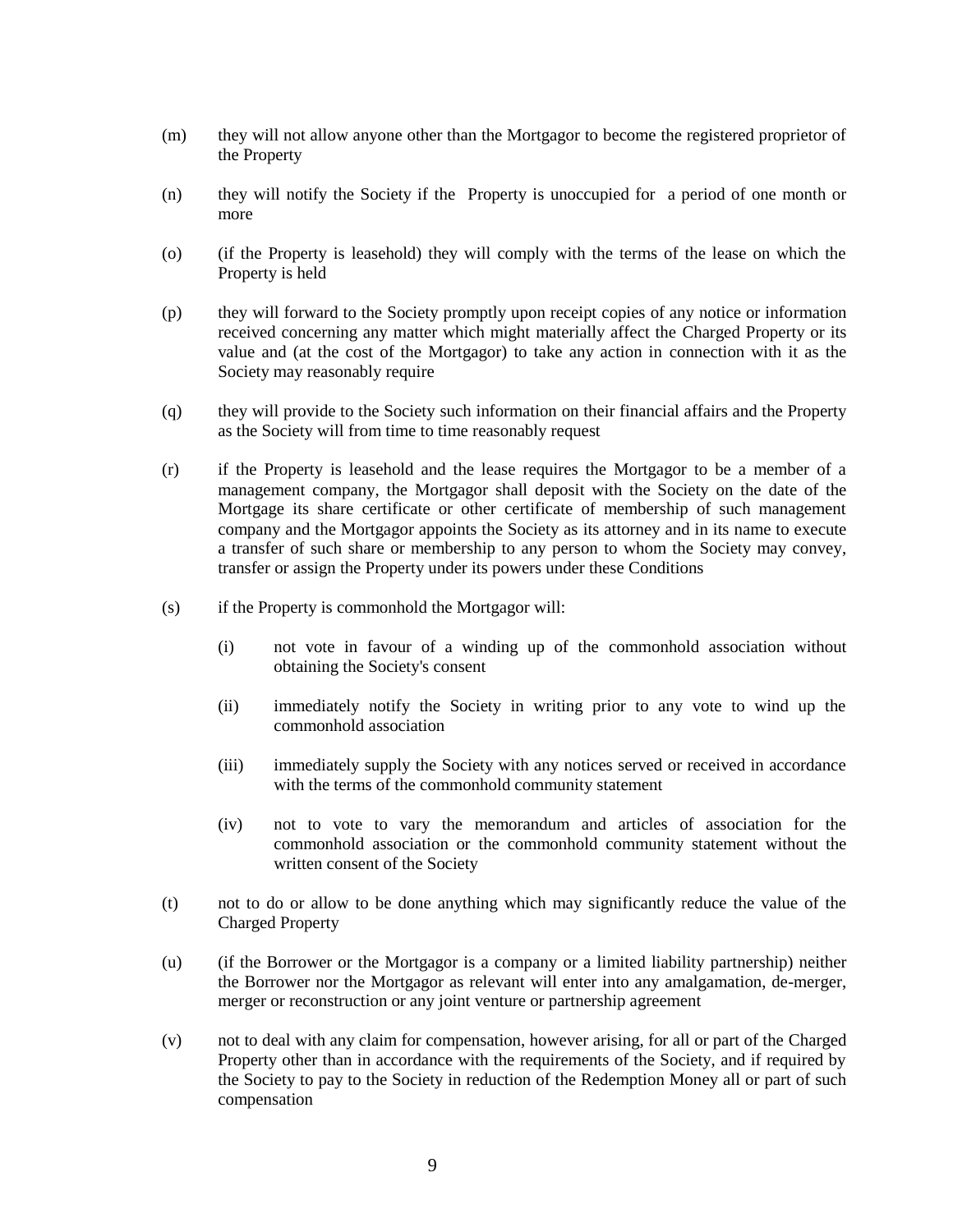(m) they will not allow anyone other than the Mortgagor to become the registered proprietor of the Property

(n) they will notify the Society if the Property is unoccupied for a period of one month or more

(o) (if the Property is leasehold) they will comply with the terms of the lease on which the Property is held

(p) they will forward to the Society promptly upon receipt copies of any notice or information received concerning any matter which might materially affect the Charged Property or its value and (at the cost of the Mortgagor) to take any action in connection with it as the Society may reasonably require

(q) they will provide to the Society such information on their financial affairs and the Property as the Society will from time to time reasonably request

(r) if the Property is leasehold and the lease requires the Mortgagor to be a member of a management company, the Mortgagor shall deposit with the Society on the date of the Mortgage its share certificate or other certificate of membership of such management company and the Mortgagor appoints the Society as its attorney and in its name to execute a transfer of such share or membership to any person to whom the Society may convey, transfer or assign the Property under its powers under these Conditions

(s) if the Property is commonhold the Mortgagor will:

    (i) not vote in favour of a winding up of the commonhold association without obtaining the Society's consent

    (ii) immediately notify the Society in writing prior to any vote to wind up the commonhold association

    (iii) immediately supply the Society with any notices served or received in accordance with the terms of the commonhold community statement

    (iv) not to vote to vary the memorandum and articles of association for the commonhold association or the commonhold community statement without the written consent of the Society

(t) not to do or allow to be done anything which may significantly reduce the value of the Charged Property

(u) (if the Borrower or the Mortgagor is a company or a limited liability partnership) neither the Borrower nor the Mortgagor as relevant will enter into any amalgamation, de-merger, merger or reconstruction or any joint venture or partnership agreement

(v) not to deal with any claim for compensation, however arising, for all or part of the Charged Property other than in accordance with the requirements of the Society, and if required by the Society to pay to the Society in reduction of the Redemption Money all or part of such compensation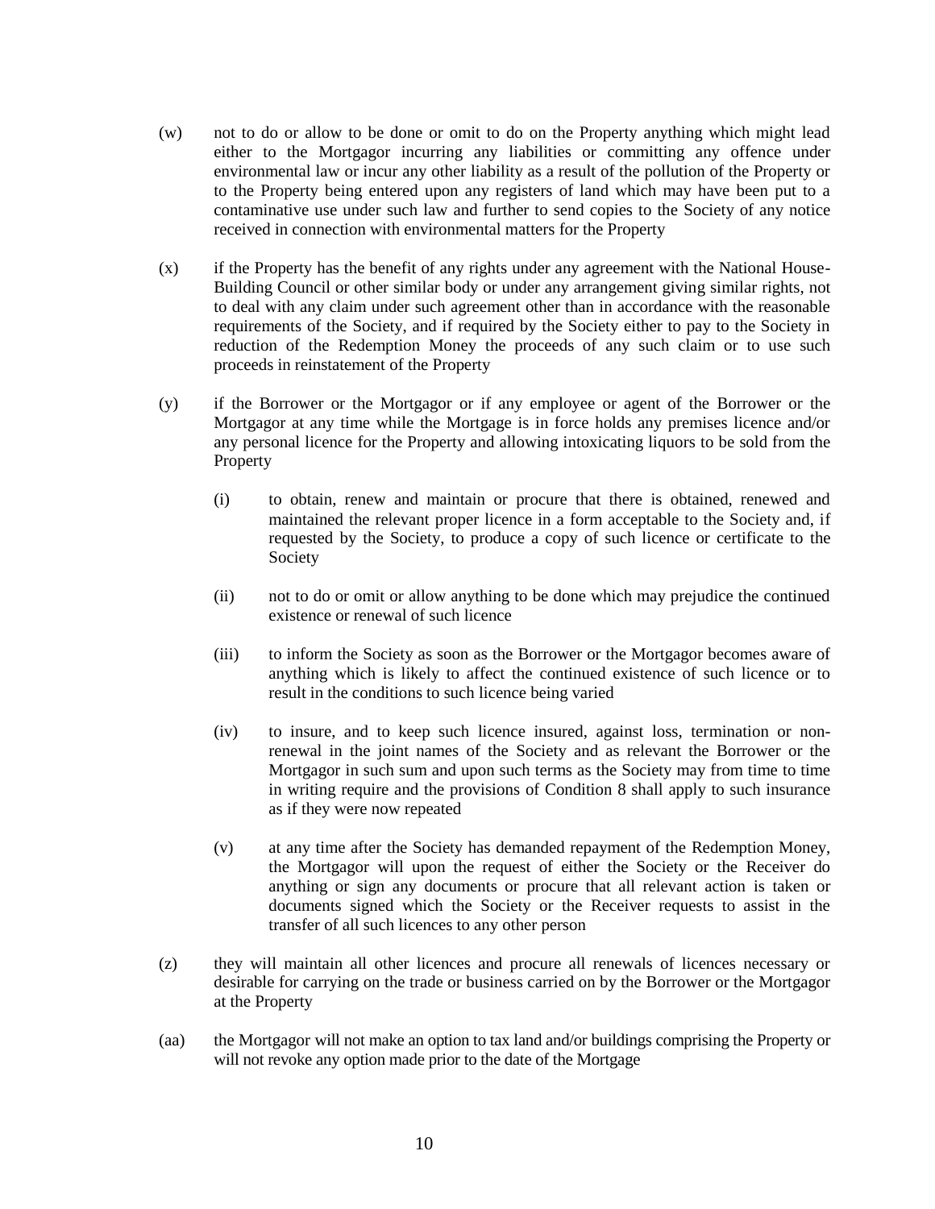(w) not to do or allow to be done or omit to do on the Property anything which might lead either to the Mortgagor incurring any liabilities or committing any offence under environmental law or incur any other liability as a result of the pollution of the Property or to the Property being entered upon any registers of land which may have been put to a contaminative use under such law and further to send copies to the Society of any notice received in connection with environmental matters for the Property

(x) if the Property has the benefit of any rights under any agreement with the National House-Building Council or other similar body or under any arrangement giving similar rights, not to deal with any claim under such agreement other than in accordance with the reasonable requirements of the Society, and if required by the Society either to pay to the Society in reduction of the Redemption Money the proceeds of any such claim or to use such proceeds in reinstatement of the Property

(y) if the Borrower or the Mortgagor or if any employee or agent of the Borrower or the Mortgagor at any time while the Mortgage is in force holds any premises licence and/or any personal licence for the Property and allowing intoxicating liquors to be sold from the Property

    (i) to obtain, renew and maintain or procure that there is obtained, renewed and maintained the relevant proper licence in a form acceptable to the Society and, if requested by the Society, to produce a copy of such licence or certificate to the Society

    (ii) not to do or omit or allow anything to be done which may prejudice the continued existence or renewal of such licence

    (iii) to inform the Society as soon as the Borrower or the Mortgagor becomes aware of anything which is likely to affect the continued existence of such licence or to result in the conditions to such licence being varied

    (iv) to insure, and to keep such licence insured, against loss, termination or non-renewal in the joint names of the Society and as relevant the Borrower or the Mortgagor in such sum and upon such terms as the Society may from time to time in writing require and the provisions of Condition 8 shall apply to such insurance as if they were now repeated

    (v) at any time after the Society has demanded repayment of the Redemption Money, the Mortgagor will upon the request of either the Society or the Receiver do anything or sign any documents or procure that all relevant action is taken or documents signed which the Society or the Receiver requests to assist in the transfer of all such licences to any other person

(z) they will maintain all other licences and procure all renewals of licences necessary or desirable for carrying on the trade or business carried on by the Borrower or the Mortgagor at the Property

(aa) the Mortgagor will not make an option to tax land and/or buildings comprising the Property or will not revoke any option made prior to the date of the Mortgage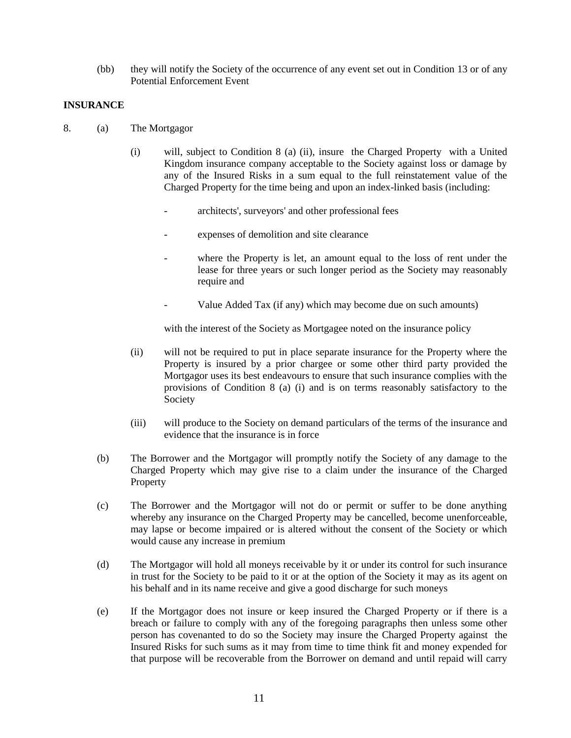(bb) they will notify the Society of the occurrence of any event set out in Condition 13 or of any Potential Enforcement Event

**INSURANCE**

8. (a) The Mortgagor

   (i) will, subject to Condition 8 (a) (ii), insure the Charged Property with a United Kingdom insurance company acceptable to the Society against loss or damage by any of the Insured Risks in a sum equal to the full reinstatement value of the Charged Property for the time being and upon an index-linked basis (including:

   - architects', surveyors' and other professional fees
   - expenses of demolition and site clearance
   - where the Property is let, an amount equal to the loss of rent under the lease for three years or such longer period as the Society may reasonably require and
   - Value Added Tax (if any) which may become due on such amounts)

   with the interest of the Society as Mortgagee noted on the insurance policy

   (ii) will not be required to put in place separate insurance for the Property where the Property is insured by a prior chargee or some other third party provided the Mortgagor uses its best endeavours to ensure that such insurance complies with the provisions of Condition 8 (a) (i) and is on terms reasonably satisfactory to the Society

   (iii) will produce to the Society on demand particulars of the terms of the insurance and evidence that the insurance is in force

(b) The Borrower and the Mortgagor will promptly notify the Society of any damage to the Charged Property which may give rise to a claim under the insurance of the Charged Property

(c) The Borrower and the Mortgagor will not do or permit or suffer to be done anything whereby any insurance on the Charged Property may be cancelled, become unenforceable, may lapse or become impaired or is altered without the consent of the Society or which would cause any increase in premium

(d) The Mortgagor will hold all moneys receivable by it or under its control for such insurance in trust for the Society to be paid to it or at the option of the Society it may as its agent on his behalf and in its name receive and give a good discharge for such moneys

(e) If the Mortgagor does not insure or keep insured the Charged Property or if there is a breach or failure to comply with any of the foregoing paragraphs then unless some other person has covenanted to do so the Society may insure the Charged Property against the Insured Risks for such sums as it may from time to time think fit and money expended for that purpose will be recoverable from the Borrower on demand and until repaid will carry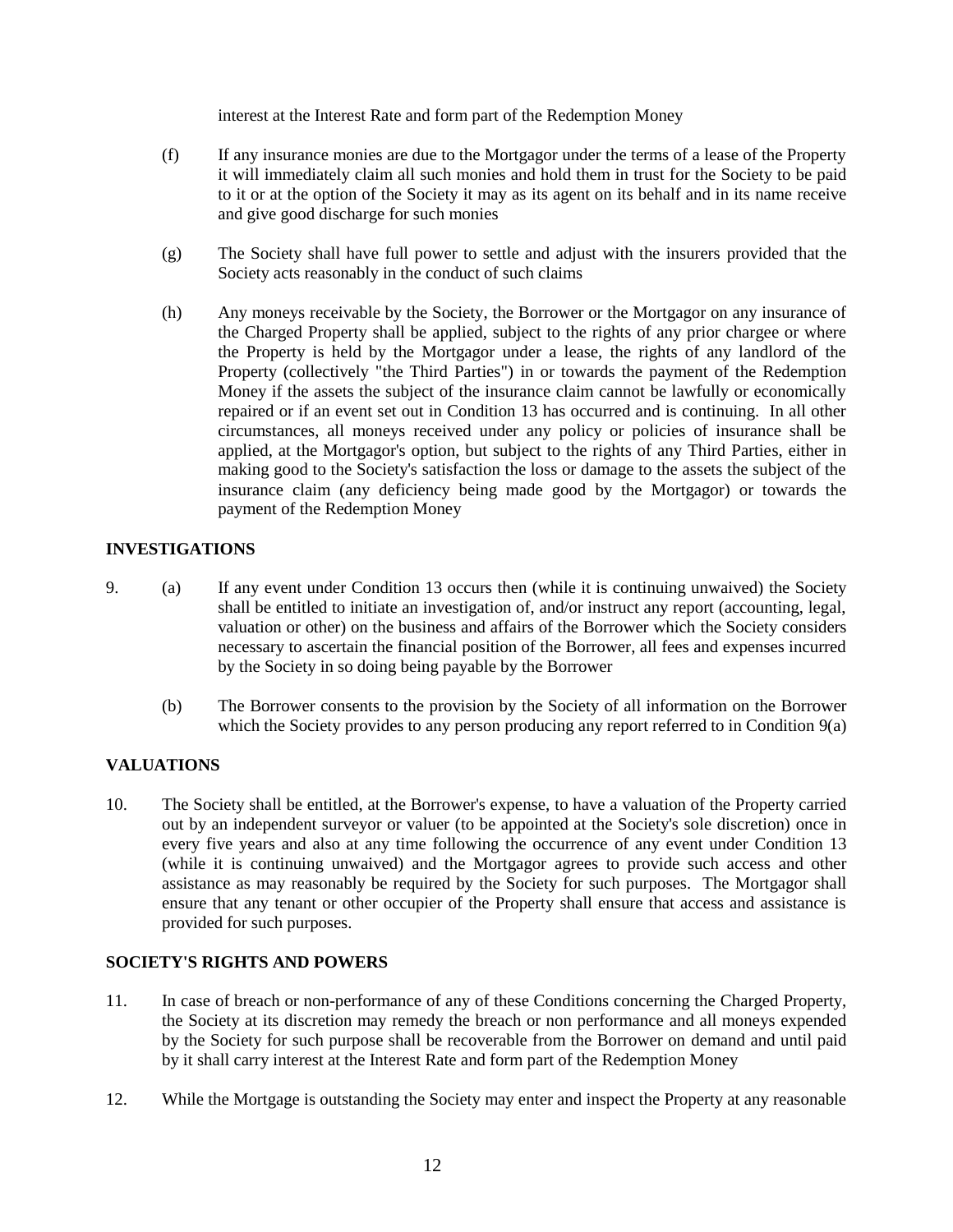interest at the Interest Rate and form part of the Redemption Money

(f) If any insurance monies are due to the Mortgagor under the terms of a lease of the Property it will immediately claim all such monies and hold them in trust for the Society to be paid to it or at the option of the Society it may as its agent on its behalf and in its name receive and give good discharge for such monies

(g) The Society shall have full power to settle and adjust with the insurers provided that the Society acts reasonably in the conduct of such claims

(h) Any moneys receivable by the Society, the Borrower or the Mortgagor on any insurance of the Charged Property shall be applied, subject to the rights of any prior chargee or where the Property is held by the Mortgagor under a lease, the rights of any landlord of the Property (collectively "the Third Parties") in or towards the payment of the Redemption Money if the assets the subject of the insurance claim cannot be lawfully or economically repaired or if an event set out in Condition 13 has occurred and is continuing. In all other circumstances, all moneys received under any policy or policies of insurance shall be applied, at the Mortgagor's option, but subject to the rights of any Third Parties, either in making good to the Society's satisfaction the loss or damage to the assets the subject of the insurance claim (any deficiency being made good by the Mortgagor) or towards the payment of the Redemption Money

**INVESTIGATIONS**

9. (a) If any event under Condition 13 occurs then (while it is continuing unwaived) the Society shall be entitled to initiate an investigation of, and/or instruct any report (accounting, legal, valuation or other) on the business and affairs of the Borrower which the Society considers necessary to ascertain the financial position of the Borrower, all fees and expenses incurred by the Society in so doing being payable by the Borrower

   (b) The Borrower consents to the provision by the Society of all information on the Borrower which the Society provides to any person producing any report referred to in Condition 9(a)

**VALUATIONS**

10. The Society shall be entitled, at the Borrower's expense, to have a valuation of the Property carried out by an independent surveyor or valuer (to be appointed at the Society's sole discretion) once in every five years and also at any time following the occurrence of any event under Condition 13 (while it is continuing unwaived) and the Mortgagor agrees to provide such access and other assistance as may reasonably be required by the Society for such purposes. The Mortgagor shall ensure that any tenant or other occupier of the Property shall ensure that access and assistance is provided for such purposes.

**SOCIETY'S RIGHTS AND POWERS**

11. In case of breach or non-performance of any of these Conditions concerning the Charged Property, the Society at its discretion may remedy the breach or non performance and all moneys expended by the Society for such purpose shall be recoverable from the Borrower on demand and until paid by it shall carry interest at the Interest Rate and form part of the Redemption Money

12. While the Mortgage is outstanding the Society may enter and inspect the Property at any reasonable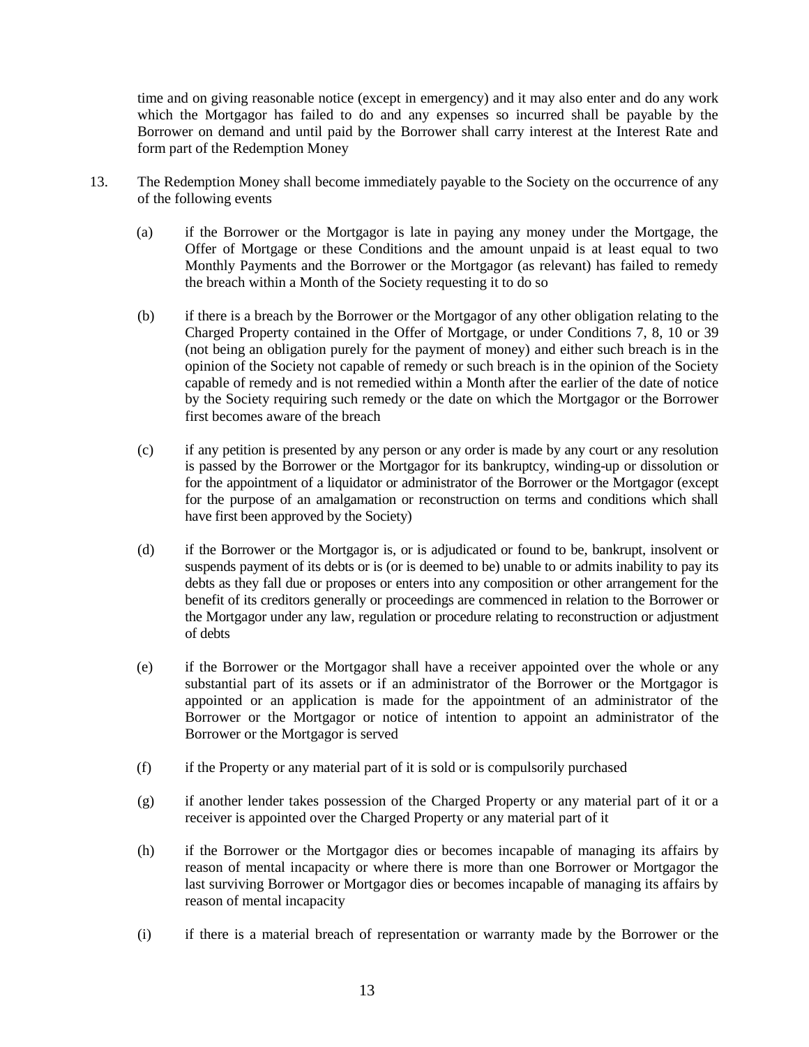time and on giving reasonable notice (except in emergency) and it may also enter and do any work which the Mortgagor has failed to do and any expenses so incurred shall be payable by the Borrower on demand and until paid by the Borrower shall carry interest at the Interest Rate and form part of the Redemption Money

13. The Redemption Money shall become immediately payable to the Society on the occurrence of any of the following events

    (a) if the Borrower or the Mortgagor is late in paying any money under the Mortgage, the Offer of Mortgage or these Conditions and the amount unpaid is at least equal to two Monthly Payments and the Borrower or the Mortgagor (as relevant) has failed to remedy the breach within a Month of the Society requesting it to do so

    (b) if there is a breach by the Borrower or the Mortgagor of any other obligation relating to the Charged Property contained in the Offer of Mortgage, or under Conditions 7, 8, 10 or 39 (not being an obligation purely for the payment of money) and either such breach is in the opinion of the Society not capable of remedy or such breach is in the opinion of the Society capable of remedy and is not remedied within a Month after the earlier of the date of notice by the Society requiring such remedy or the date on which the Mortgagor or the Borrower first becomes aware of the breach

    (c) if any petition is presented by any person or any order is made by any court or any resolution is passed by the Borrower or the Mortgagor for its bankruptcy, winding-up or dissolution or for the appointment of a liquidator or administrator of the Borrower or the Mortgagor (except for the purpose of an amalgamation or reconstruction on terms and conditions which shall have first been approved by the Society)

    (d) if the Borrower or the Mortgagor is, or is adjudicated or found to be, bankrupt, insolvent or suspends payment of its debts or is (or is deemed to be) unable to or admits inability to pay its debts as they fall due or proposes or enters into any composition or other arrangement for the benefit of its creditors generally or proceedings are commenced in relation to the Borrower or the Mortgagor under any law, regulation or procedure relating to reconstruction or adjustment of debts

    (e) if the Borrower or the Mortgagor shall have a receiver appointed over the whole or any substantial part of its assets or if an administrator of the Borrower or the Mortgagor is appointed or an application is made for the appointment of an administrator of the Borrower or the Mortgagor or notice of intention to appoint an administrator of the Borrower or the Mortgagor is served

    (f) if the Property or any material part of it is sold or is compulsorily purchased

    (g) if another lender takes possession of the Charged Property or any material part of it or a receiver is appointed over the Charged Property or any material part of it

    (h) if the Borrower or the Mortgagor dies or becomes incapable of managing its affairs by reason of mental incapacity or where there is more than one Borrower or Mortgagor the last surviving Borrower or Mortgagor dies or becomes incapable of managing its affairs by reason of mental incapacity

    (i) if there is a material breach of representation or warranty made by the Borrower or the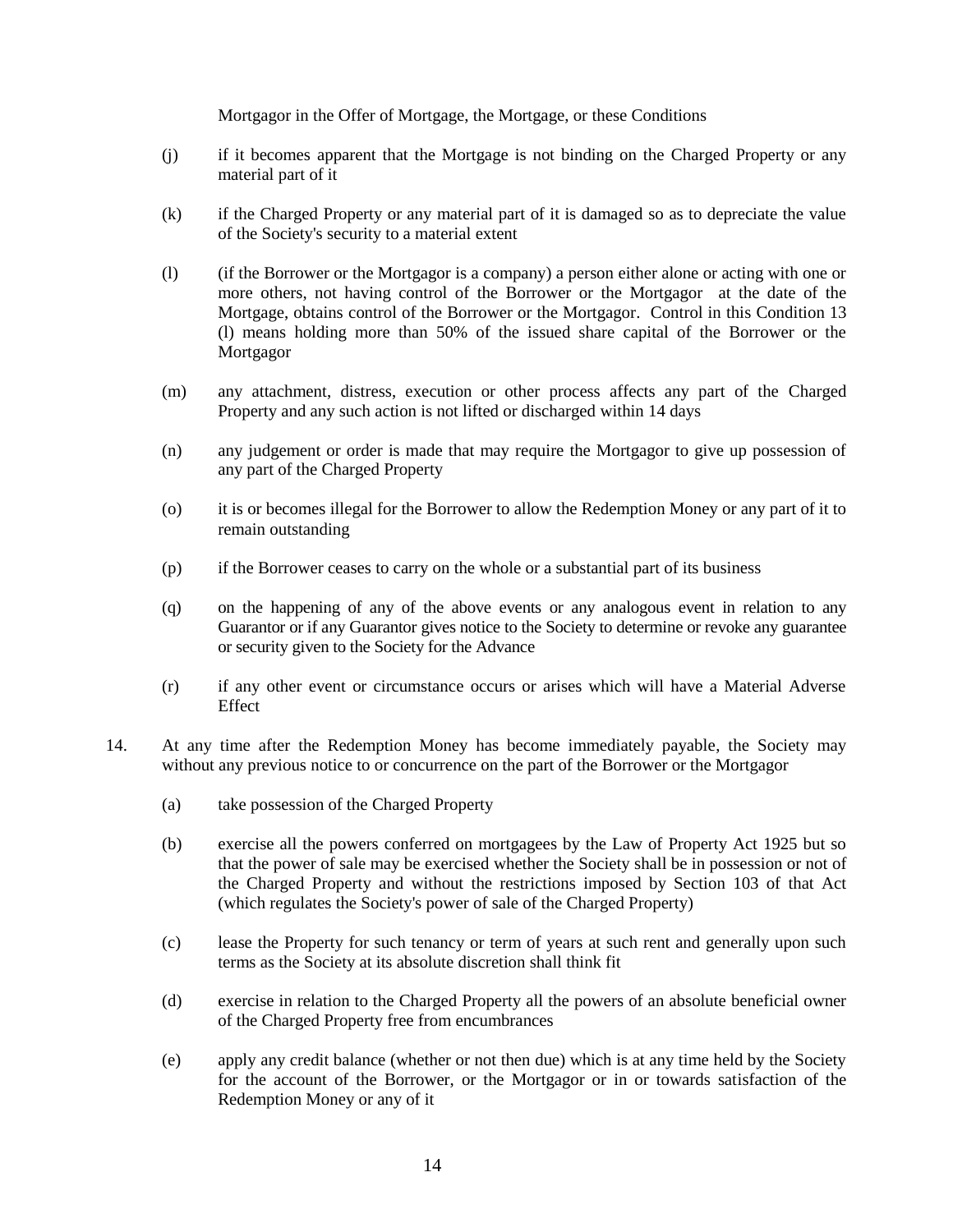Mortgagor in the Offer of Mortgage, the Mortgage, or these Conditions

(j) if it becomes apparent that the Mortgage is not binding on the Charged Property or any material part of it

(k) if the Charged Property or any material part of it is damaged so as to depreciate the value of the Society's security to a material extent

(l) (if the Borrower or the Mortgagor is a company) a person either alone or acting with one or more others, not having control of the Borrower or the Mortgagor at the date of the Mortgage, obtains control of the Borrower or the Mortgagor. Control in this Condition 13 (l) means holding more than 50% of the issued share capital of the Borrower or the Mortgagor

(m) any attachment, distress, execution or other process affects any part of the Charged Property and any such action is not lifted or discharged within 14 days

(n) any judgement or order is made that may require the Mortgagor to give up possession of any part of the Charged Property

(o) it is or becomes illegal for the Borrower to allow the Redemption Money or any part of it to remain outstanding

(p) if the Borrower ceases to carry on the whole or a substantial part of its business

(q) on the happening of any of the above events or any analogous event in relation to any Guarantor or if any Guarantor gives notice to the Society to determine or revoke any guarantee or security given to the Society for the Advance

(r) if any other event or circumstance occurs or arises which will have a Material Adverse Effect

14. At any time after the Redemption Money has become immediately payable, the Society may without any previous notice to or concurrence on the part of the Borrower or the Mortgagor

(a) take possession of the Charged Property

(b) exercise all the powers conferred on mortgagees by the Law of Property Act 1925 but so that the power of sale may be exercised whether the Society shall be in possession or not of the Charged Property and without the restrictions imposed by Section 103 of that Act (which regulates the Society's power of sale of the Charged Property)

(c) lease the Property for such tenancy or term of years at such rent and generally upon such terms as the Society at its absolute discretion shall think fit

(d) exercise in relation to the Charged Property all the powers of an absolute beneficial owner of the Charged Property free from encumbrances

(e) apply any credit balance (whether or not then due) which is at any time held by the Society for the account of the Borrower, or the Mortgagor or in or towards satisfaction of the Redemption Money or any of it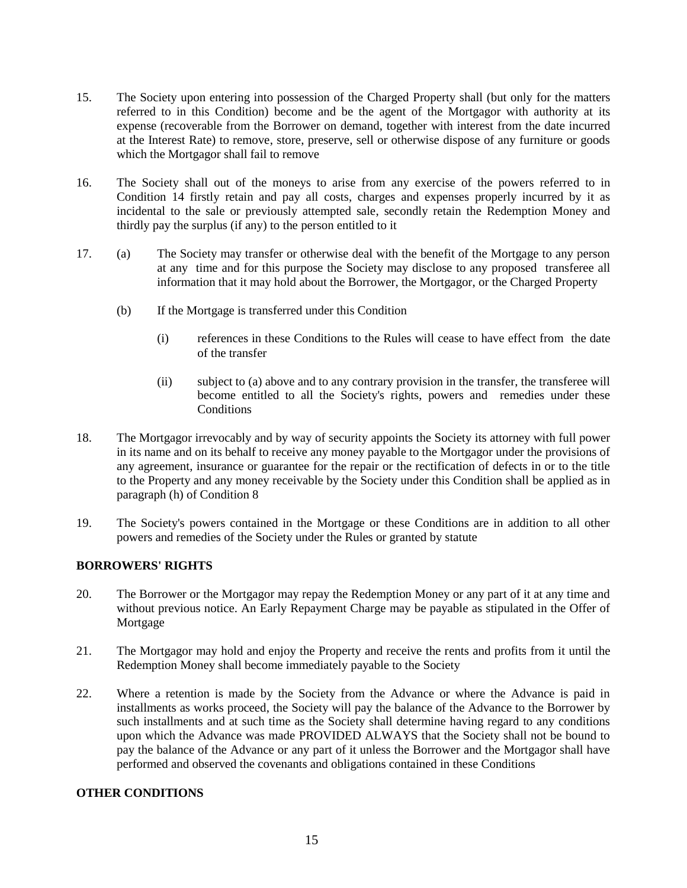15. The Society upon entering into possession of the Charged Property shall (but only for the matters referred to in this Condition) become and be the agent of the Mortgagor with authority at its expense (recoverable from the Borrower on demand, together with interest from the date incurred at the Interest Rate) to remove, store, preserve, sell or otherwise dispose of any furniture or goods which the Mortgagor shall fail to remove

16. The Society shall out of the moneys to arise from any exercise of the powers referred to in Condition 14 firstly retain and pay all costs, charges and expenses properly incurred by it as incidental to the sale or previously attempted sale, secondly retain the Redemption Money and thirdly pay the surplus (if any) to the person entitled to it

17. (a) The Society may transfer or otherwise deal with the benefit of the Mortgage to any person at any time and for this purpose the Society may disclose to any proposed transferee all information that it may hold about the Borrower, the Mortgagor, or the Charged Property

    (b) If the Mortgage is transferred under this Condition

        (i) references in these Conditions to the Rules will cease to have effect from the date of the transfer

        (ii) subject to (a) above and to any contrary provision in the transfer, the transferee will become entitled to all the Society's rights, powers and remedies under these Conditions

18. The Mortgagor irrevocably and by way of security appoints the Society its attorney with full power in its name and on its behalf to receive any money payable to the Mortgagor under the provisions of any agreement, insurance or guarantee for the repair or the rectification of defects in or to the title to the Property and any money receivable by the Society under this Condition shall be applied as in paragraph (h) of Condition 8

19. The Society's powers contained in the Mortgage or these Conditions are in addition to all other powers and remedies of the Society under the Rules or granted by statute

## BORROWERS' RIGHTS

20. The Borrower or the Mortgagor may repay the Redemption Money or any part of it at any time and without previous notice. An Early Repayment Charge may be payable as stipulated in the Offer of Mortgage

21. The Mortgagor may hold and enjoy the Property and receive the rents and profits from it until the Redemption Money shall become immediately payable to the Society

22. Where a retention is made by the Society from the Advance or where the Advance is paid in installments as works proceed, the Society will pay the balance of the Advance to the Borrower by such installments and at such time as the Society shall determine having regard to any conditions upon which the Advance was made PROVIDED ALWAYS that the Society shall not be bound to pay the balance of the Advance or any part of it unless the Borrower and the Mortgagor shall have performed and observed the covenants and obligations contained in these Conditions

## OTHER CONDITIONS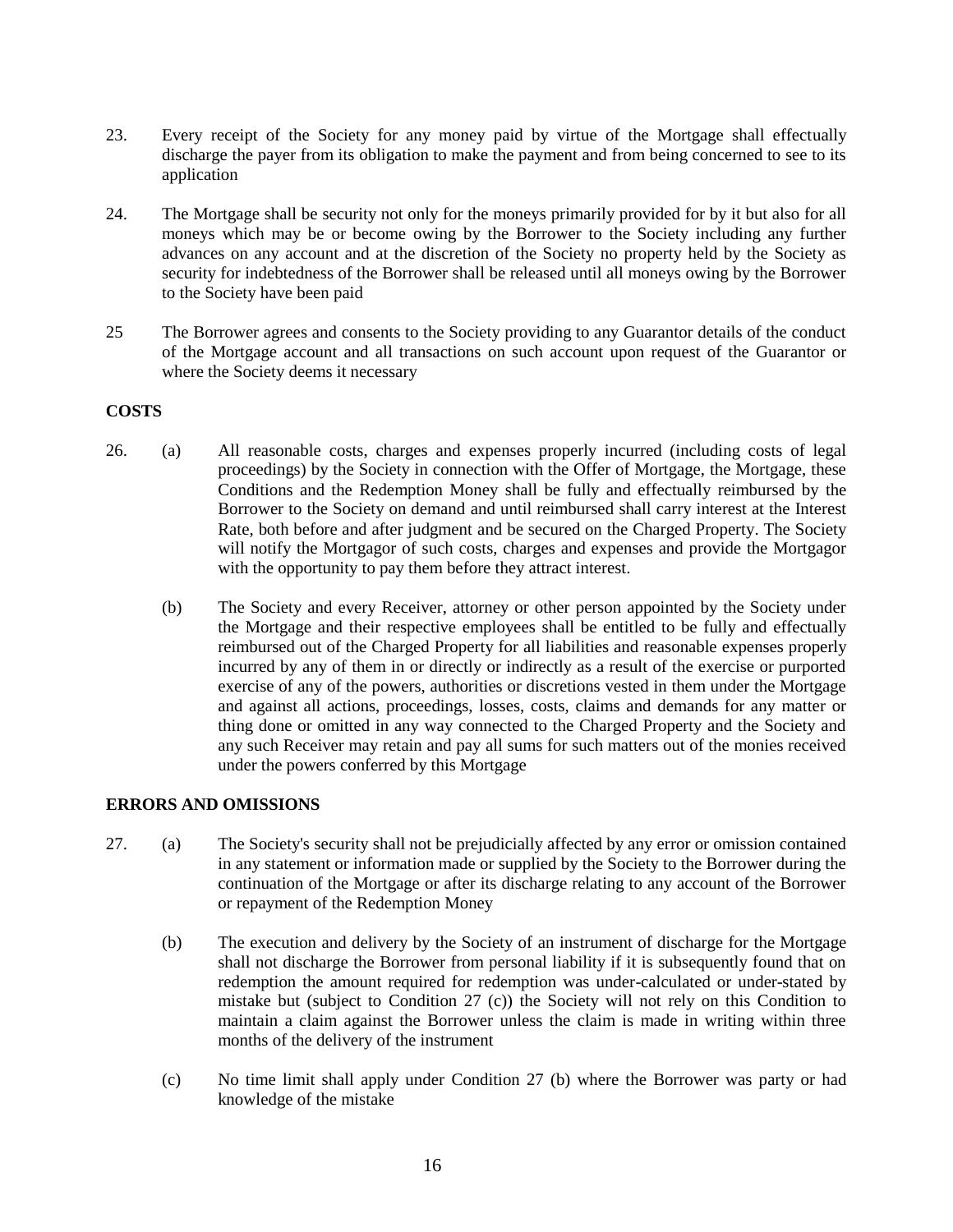23. Every receipt of the Society for any money paid by virtue of the Mortgage shall effectually discharge the payer from its obligation to make the payment and from being concerned to see to its application

24. The Mortgage shall be security not only for the moneys primarily provided for by it but also for all moneys which may be or become owing by the Borrower to the Society including any further advances on any account and at the discretion of the Society no property held by the Society as security for indebtedness of the Borrower shall be released until all moneys owing by the Borrower to the Society have been paid

25 The Borrower agrees and consents to the Society providing to any Guarantor details of the conduct of the Mortgage account and all transactions on such account upon request of the Guarantor or where the Society deems it necessary

**COSTS**

26. (a) All reasonable costs, charges and expenses properly incurred (including costs of legal proceedings) by the Society in connection with the Offer of Mortgage, the Mortgage, these Conditions and the Redemption Money shall be fully and effectually reimbursed by the Borrower to the Society on demand and until reimbursed shall carry interest at the Interest Rate, both before and after judgment and be secured on the Charged Property. The Society will notify the Mortgagor of such costs, charges and expenses and provide the Mortgagor with the opportunity to pay them before they attract interest.

    (b) The Society and every Receiver, attorney or other person appointed by the Society under the Mortgage and their respective employees shall be entitled to be fully and effectually reimbursed out of the Charged Property for all liabilities and reasonable expenses properly incurred by any of them in or directly or indirectly as a result of the exercise or purported exercise of any of the powers, authorities or discretions vested in them under the Mortgage and against all actions, proceedings, losses, costs, claims and demands for any matter or thing done or omitted in any way connected to the Charged Property and the Society and any such Receiver may retain and pay all sums for such matters out of the monies received under the powers conferred by this Mortgage

**ERRORS AND OMISSIONS**

27. (a) The Society's security shall not be prejudicially affected by any error or omission contained in any statement or information made or supplied by the Society to the Borrower during the continuation of the Mortgage or after its discharge relating to any account of the Borrower or repayment of the Redemption Money

    (b) The execution and delivery by the Society of an instrument of discharge for the Mortgage shall not discharge the Borrower from personal liability if it is subsequently found that on redemption the amount required for redemption was under-calculated or under-stated by mistake but (subject to Condition 27 (c)) the Society will not rely on this Condition to maintain a claim against the Borrower unless the claim is made in writing within three months of the delivery of the instrument

    (c) No time limit shall apply under Condition 27 (b) where the Borrower was party or had knowledge of the mistake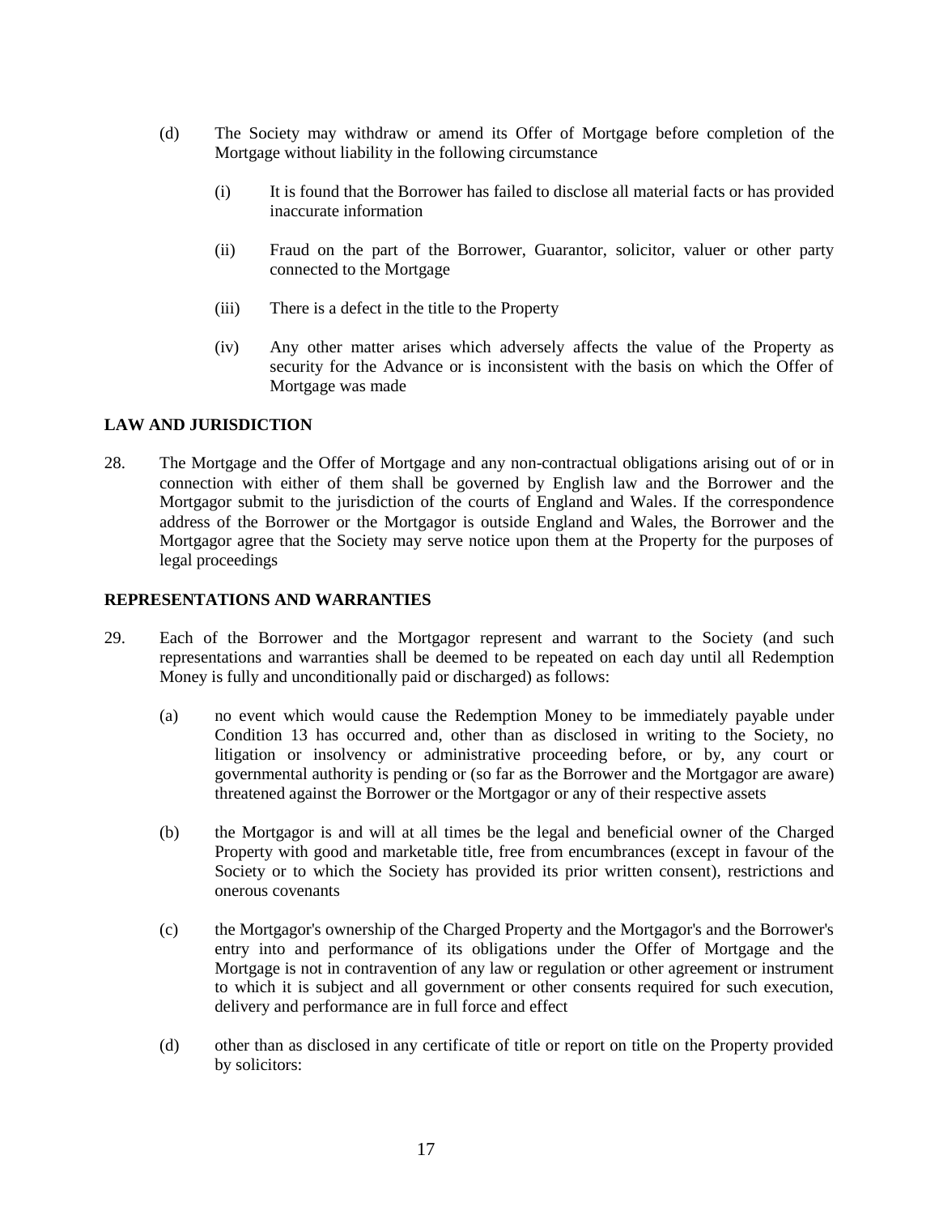(d) The Society may withdraw or amend its Offer of Mortgage before completion of the Mortgage without liability in the following circumstance

(i) It is found that the Borrower has failed to disclose all material facts or has provided inaccurate information

(ii) Fraud on the part of the Borrower, Guarantor, solicitor, valuer or other party connected to the Mortgage

(iii) There is a defect in the title to the Property

(iv) Any other matter arises which adversely affects the value of the Property as security for the Advance or is inconsistent with the basis on which the Offer of Mortgage was made

**LAW AND JURISDICTION**

28. The Mortgage and the Offer of Mortgage and any non-contractual obligations arising out of or in connection with either of them shall be governed by English law and the Borrower and the Mortgagor submit to the jurisdiction of the courts of England and Wales. If the correspondence address of the Borrower or the Mortgagor is outside England and Wales, the Borrower and the Mortgagor agree that the Society may serve notice upon them at the Property for the purposes of legal proceedings

**REPRESENTATIONS AND WARRANTIES**

29. Each of the Borrower and the Mortgagor represent and warrant to the Society (and such representations and warranties shall be deemed to be repeated on each day until all Redemption Money is fully and unconditionally paid or discharged) as follows:

(a) no event which would cause the Redemption Money to be immediately payable under Condition 13 has occurred and, other than as disclosed in writing to the Society, no litigation or insolvency or administrative proceeding before, or by, any court or governmental authority is pending or (so far as the Borrower and the Mortgagor are aware) threatened against the Borrower or the Mortgagor or any of their respective assets

(b) the Mortgagor is and will at all times be the legal and beneficial owner of the Charged Property with good and marketable title, free from encumbrances (except in favour of the Society or to which the Society has provided its prior written consent), restrictions and onerous covenants

(c) the Mortgagor's ownership of the Charged Property and the Mortgagor's and the Borrower's entry into and performance of its obligations under the Offer of Mortgage and the Mortgage is not in contravention of any law or regulation or other agreement or instrument to which it is subject and all government or other consents required for such execution, delivery and performance are in full force and effect

(d) other than as disclosed in any certificate of title or report on title on the Property provided by solicitors: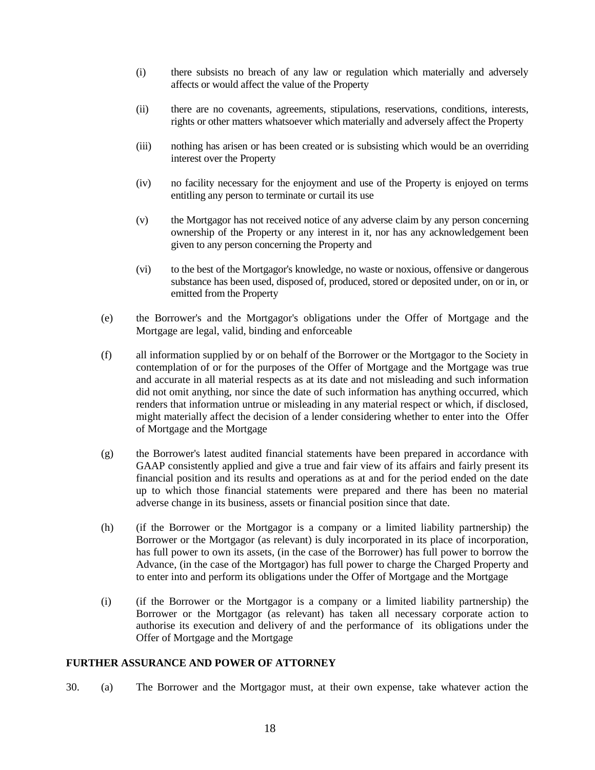(i) there subsists no breach of any law or regulation which materially and adversely affects or would affect the value of the Property

(ii) there are no covenants, agreements, stipulations, reservations, conditions, interests, rights or other matters whatsoever which materially and adversely affect the Property

(iii) nothing has arisen or has been created or is subsisting which would be an overriding interest over the Property

(iv) no facility necessary for the enjoyment and use of the Property is enjoyed on terms entitling any person to terminate or curtail its use

(v) the Mortgagor has not received notice of any adverse claim by any person concerning ownership of the Property or any interest in it, nor has any acknowledgement been given to any person concerning the Property and

(vi) to the best of the Mortgagor's knowledge, no waste or noxious, offensive or dangerous substance has been used, disposed of, produced, stored or deposited under, on or in, or emitted from the Property

(e) the Borrower's and the Mortgagor's obligations under the Offer of Mortgage and the Mortgage are legal, valid, binding and enforceable

(f) all information supplied by or on behalf of the Borrower or the Mortgagor to the Society in contemplation of or for the purposes of the Offer of Mortgage and the Mortgage was true and accurate in all material respects as at its date and not misleading and such information did not omit anything, nor since the date of such information has anything occurred, which renders that information untrue or misleading in any material respect or which, if disclosed, might materially affect the decision of a lender considering whether to enter into the Offer of Mortgage and the Mortgage

(g) the Borrower's latest audited financial statements have been prepared in accordance with GAAP consistently applied and give a true and fair view of its affairs and fairly present its financial position and its results and operations as at and for the period ended on the date up to which those financial statements were prepared and there has been no material adverse change in its business, assets or financial position since that date.

(h) (if the Borrower or the Mortgagor is a company or a limited liability partnership) the Borrower or the Mortgagor (as relevant) is duly incorporated in its place of incorporation, has full power to own its assets, (in the case of the Borrower) has full power to borrow the Advance, (in the case of the Mortgagor) has full power to charge the Charged Property and to enter into and perform its obligations under the Offer of Mortgage and the Mortgage

(i) (if the Borrower or the Mortgagor is a company or a limited liability partnership) the Borrower or the Mortgagor (as relevant) has taken all necessary corporate action to authorise its execution and delivery of and the performance of its obligations under the Offer of Mortgage and the Mortgage

**FURTHER ASSURANCE AND POWER OF ATTORNEY**

30. (a) The Borrower and the Mortgagor must, at their own expense, take whatever action the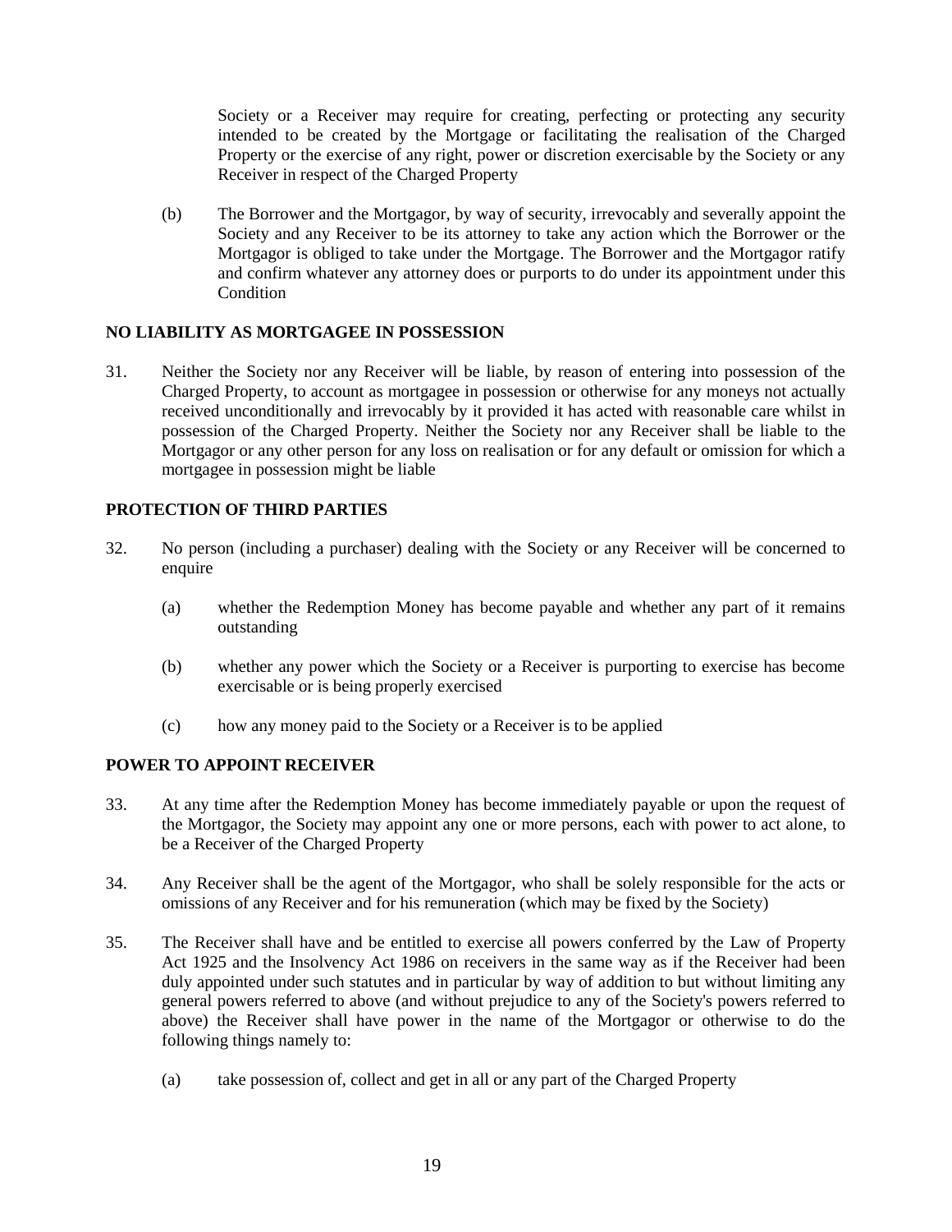Society or a Receiver may require for creating, perfecting or protecting any security intended to be created by the Mortgage or facilitating the realisation of the Charged Property or the exercise of any right, power or discretion exercisable by the Society or any Receiver in respect of the Charged Property

(b) The Borrower and the Mortgagor, by way of security, irrevocably and severally appoint the Society and any Receiver to be its attorney to take any action which the Borrower or the Mortgagor is obliged to take under the Mortgage. The Borrower and the Mortgagor ratify and confirm whatever any attorney does or purports to do under its appointment under this Condition

**NO LIABILITY AS MORTGAGEE IN POSSESSION**

31. Neither the Society nor any Receiver will be liable, by reason of entering into possession of the Charged Property, to account as mortgagee in possession or otherwise for any moneys not actually received unconditionally and irrevocably by it provided it has acted with reasonable care whilst in possession of the Charged Property. Neither the Society nor any Receiver shall be liable to the Mortgagor or any other person for any loss on realisation or for any default or omission for which a mortgagee in possession might be liable

**PROTECTION OF THIRD PARTIES**

32. No person (including a purchaser) dealing with the Society or any Receiver will be concerned to enquire

(a) whether the Redemption Money has become payable and whether any part of it remains outstanding

(b) whether any power which the Society or a Receiver is purporting to exercise has become exercisable or is being properly exercised

(c) how any money paid to the Society or a Receiver is to be applied

**POWER TO APPOINT RECEIVER**

33. At any time after the Redemption Money has become immediately payable or upon the request of the Mortgagor, the Society may appoint any one or more persons, each with power to act alone, to be a Receiver of the Charged Property

34. Any Receiver shall be the agent of the Mortgagor, who shall be solely responsible for the acts or omissions of any Receiver and for his remuneration (which may be fixed by the Society)

35. The Receiver shall have and be entitled to exercise all powers conferred by the Law of Property Act 1925 and the Insolvency Act 1986 on receivers in the same way as if the Receiver had been duly appointed under such statutes and in particular by way of addition to but without limiting any general powers referred to above (and without prejudice to any of the Society's powers referred to above) the Receiver shall have power in the name of the Mortgagor or otherwise to do the following things namely to:

(a) take possession of, collect and get in all or any part of the Charged Property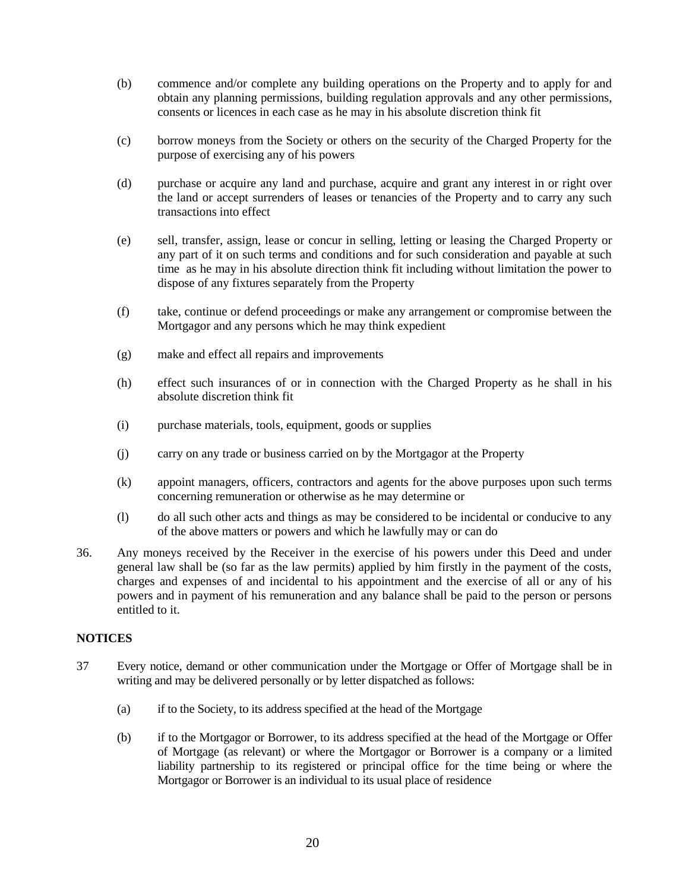(b) commence and/or complete any building operations on the Property and to apply for and obtain any planning permissions, building regulation approvals and any other permissions, consents or licences in each case as he may in his absolute discretion think fit

(c) borrow moneys from the Society or others on the security of the Charged Property for the purpose of exercising any of his powers

(d) purchase or acquire any land and purchase, acquire and grant any interest in or right over the land or accept surrenders of leases or tenancies of the Property and to carry any such transactions into effect

(e) sell, transfer, assign, lease or concur in selling, letting or leasing the Charged Property or any part of it on such terms and conditions and for such consideration and payable at such time as he may in his absolute direction think fit including without limitation the power to dispose of any fixtures separately from the Property

(f) take, continue or defend proceedings or make any arrangement or compromise between the Mortgagor and any persons which he may think expedient

(g) make and effect all repairs and improvements

(h) effect such insurances of or in connection with the Charged Property as he shall in his absolute discretion think fit

(i) purchase materials, tools, equipment, goods or supplies

(j) carry on any trade or business carried on by the Mortgagor at the Property

(k) appoint managers, officers, contractors and agents for the above purposes upon such terms concerning remuneration or otherwise as he may determine or

(l) do all such other acts and things as may be considered to be incidental or conducive to any of the above matters or powers and which he lawfully may or can do

36. Any moneys received by the Receiver in the exercise of his powers under this Deed and under general law shall be (so far as the law permits) applied by him firstly in the payment of the costs, charges and expenses of and incidental to his appointment and the exercise of all or any of his powers and in payment of his remuneration and any balance shall be paid to the person or persons entitled to it.

**NOTICES**

37 Every notice, demand or other communication under the Mortgage or Offer of Mortgage shall be in writing and may be delivered personally or by letter dispatched as follows:

(a) if to the Society, to its address specified at the head of the Mortgage

(b) if to the Mortgagor or Borrower, to its address specified at the head of the Mortgage or Offer of Mortgage (as relevant) or where the Mortgagor or Borrower is a company or a limited liability partnership to its registered or principal office for the time being or where the Mortgagor or Borrower is an individual to its usual place of residence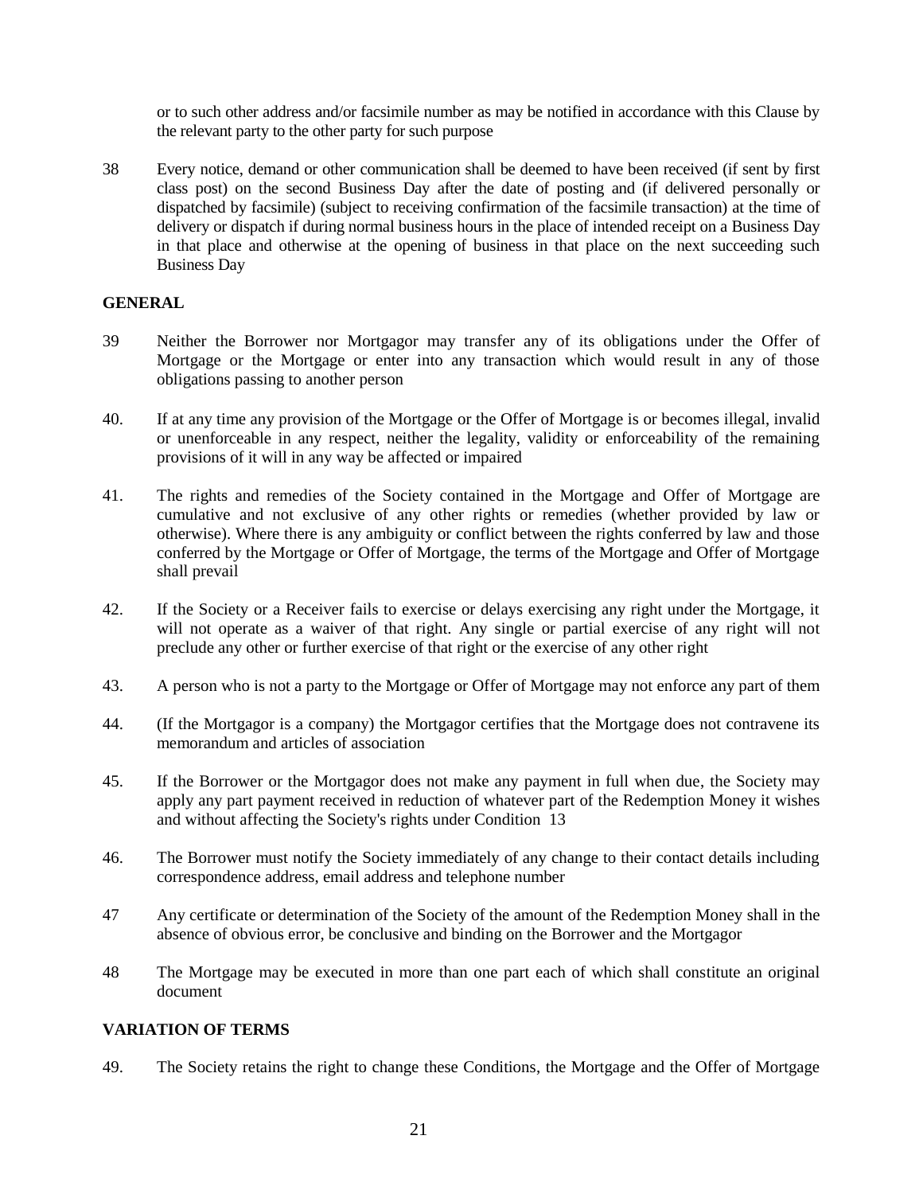or to such other address and/or facsimile number as may be notified in accordance with this Clause by the relevant party to the other party for such purpose

38 Every notice, demand or other communication shall be deemed to have been received (if sent by first class post) on the second Business Day after the date of posting and (if delivered personally or dispatched by facsimile) (subject to receiving confirmation of the facsimile transaction) at the time of delivery or dispatch if during normal business hours in the place of intended receipt on a Business Day in that place and otherwise at the opening of business in that place on the next succeeding such Business Day

**GENERAL**

39 Neither the Borrower nor Mortgagor may transfer any of its obligations under the Offer of Mortgage or the Mortgage or enter into any transaction which would result in any of those obligations passing to another person

40. If at any time any provision of the Mortgage or the Offer of Mortgage is or becomes illegal, invalid or unenforceable in any respect, neither the legality, validity or enforceability of the remaining provisions of it will in any way be affected or impaired

41. The rights and remedies of the Society contained in the Mortgage and Offer of Mortgage are cumulative and not exclusive of any other rights or remedies (whether provided by law or otherwise). Where there is any ambiguity or conflict between the rights conferred by law and those conferred by the Mortgage or Offer of Mortgage, the terms of the Mortgage and Offer of Mortgage shall prevail

42. If the Society or a Receiver fails to exercise or delays exercising any right under the Mortgage, it will not operate as a waiver of that right. Any single or partial exercise of any right will not preclude any other or further exercise of that right or the exercise of any other right

43. A person who is not a party to the Mortgage or Offer of Mortgage may not enforce any part of them

44. (If the Mortgagor is a company) the Mortgagor certifies that the Mortgage does not contravene its memorandum and articles of association

45. If the Borrower or the Mortgagor does not make any payment in full when due, the Society may apply any part payment received in reduction of whatever part of the Redemption Money it wishes and without affecting the Society's rights under Condition 13

46. The Borrower must notify the Society immediately of any change to their contact details including correspondence address, email address and telephone number

47 Any certificate or determination of the Society of the amount of the Redemption Money shall in the absence of obvious error, be conclusive and binding on the Borrower and the Mortgagor

48 The Mortgage may be executed in more than one part each of which shall constitute an original document

**VARIATION OF TERMS**

49. The Society retains the right to change these Conditions, the Mortgage and the Offer of Mortgage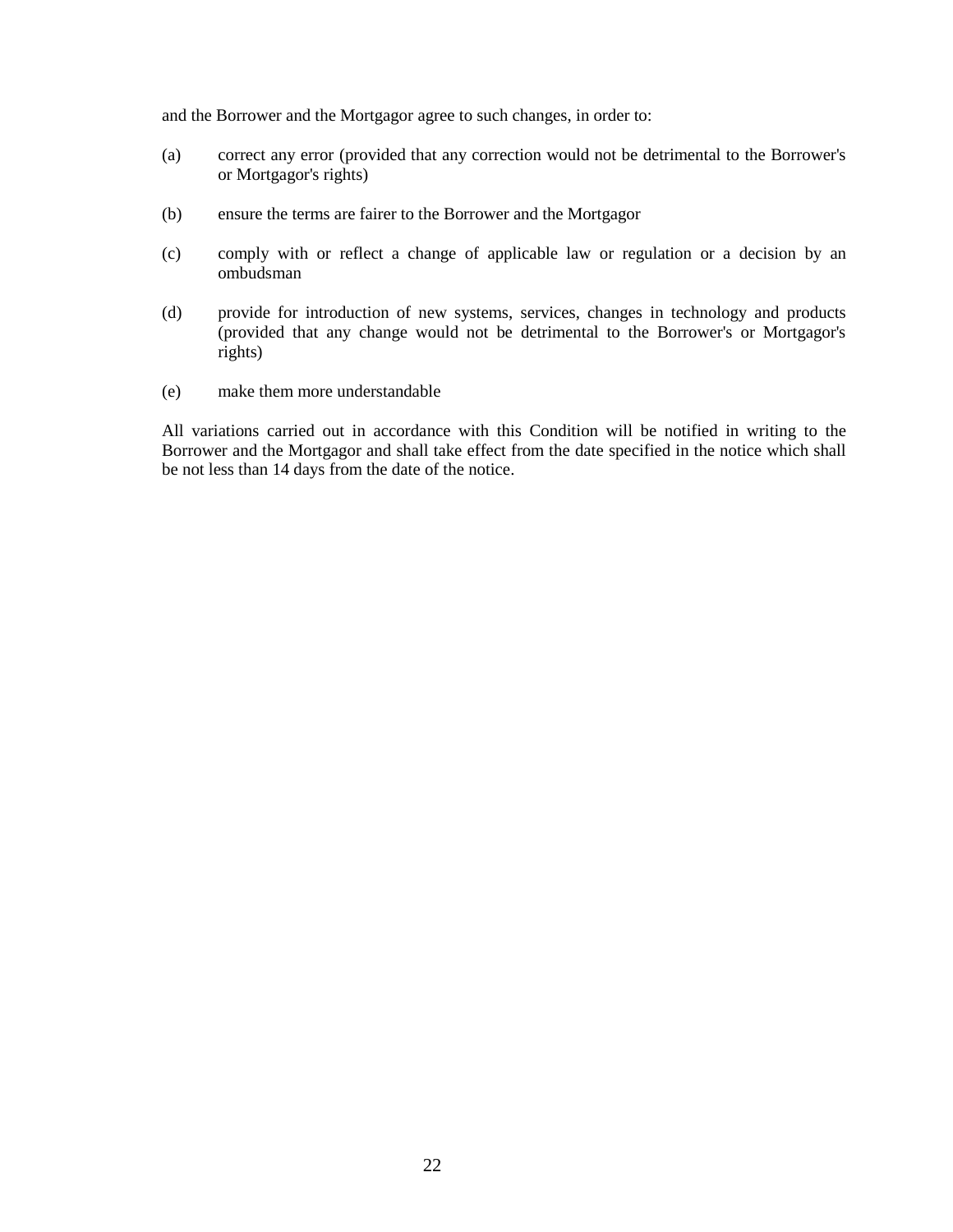and the Borrower and the Mortgagor agree to such changes, in order to:

(a) correct any error (provided that any correction would not be detrimental to the Borrower's or Mortgagor's rights)

(b) ensure the terms are fairer to the Borrower and the Mortgagor

(c) comply with or reflect a change of applicable law or regulation or a decision by an ombudsman

(d) provide for introduction of new systems, services, changes in technology and products (provided that any change would not be detrimental to the Borrower's or Mortgagor's rights)

(e) make them more understandable

All variations carried out in accordance with this Condition will be notified in writing to the Borrower and the Mortgagor and shall take effect from the date specified in the notice which shall be not less than 14 days from the date of the notice.